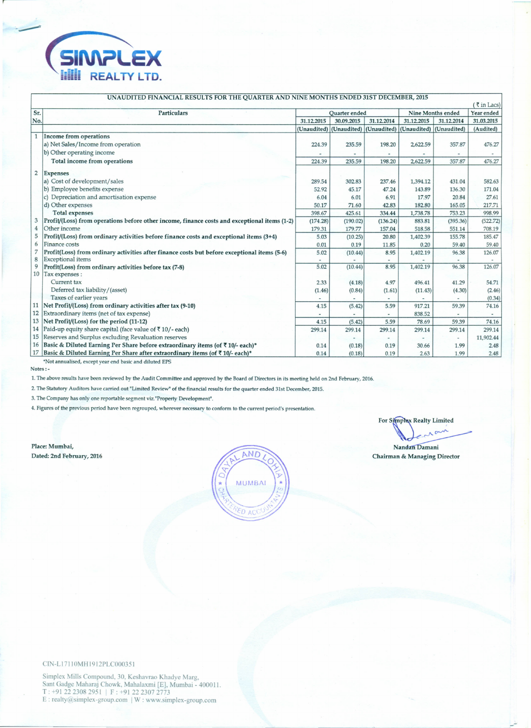# SIMPLEX REALTY LTD.

**UNAUDITED FINANCIAL RESULTS FOR THE QUARTER AND NINE MONTHS ENDED 31ST DECEMBER, 2015**

(₹ in Lacs)

| Sr. No. | Particulars | Quarter ended | | | Nine Months ended | | Year ended |
|---|---|---|---|---|---|---|---|
| | | 31.12.2015 | 30.09.2015 | 31.12.2014 | 31.12.2015 | 31.12.2014 | 31.03.2015 |
| | | (Unaudited) | (Unaudited) | (Unaudited) | (Unaudited) | (Unaudited) | (Audited) |
| 1 | **Income from operations** | | | | | | |
| | a) Net Sales/Income from operation | 224.39 | 235.59 | 198.20 | 2,622.59 | 357.87 | 476.27 |
| | b) Other operating income | - | - | - | - | - | - |
| | **Total income from operations** | 224.39 | 235.59 | 198.20 | 2,622.59 | 357.87 | 476.27 |
| 2 | **Expenses** | | | | | | |
| | a) Cost of development/sales | 289.54 | 302.83 | 237.46 | 1,394.12 | 431.04 | 582.63 |
| | b) Employee benefits expense | 52.92 | 45.17 | 47.24 | 143.89 | 136.30 | 171.04 |
| | c) Depreciation and amortisation expense | 6.04 | 6.01 | 6.91 | 17.97 | 20.84 | 27.61 |
| | d) Other expenses | 50.17 | 71.60 | 42.83 | 182.80 | 165.05 | 217.71 |
| | **Total expenses** | 398.67 | 425.61 | 334.44 | 1,738.78 | 753.23 | 998.99 |
| 3 | **Profit/(Loss) from operations before other income, finance costs and exceptional items (1-2)** | (174.28) | (190.02) | (136.24) | 883.81 | (395.36) | (522.72) |
| 4 | Other income | 179.31 | 179.77 | 157.04 | 518.58 | 551.14 | 708.19 |
| 5 | **Profit/(Loss) from ordinary activities before finance costs and exceptional items (3+4)** | 5.03 | (10.25) | 20.80 | 1,402.39 | 155.78 | 185.47 |
| 6 | Finance costs | 0.01 | 0.19 | 11.85 | 0.20 | 59.40 | 59.40 |
| 7 | **Profit(Loss) from ordinary activities after finance costs but before exceptional items (5-6)** | 5.02 | (10.44) | 8.95 | 1,402.19 | 96.38 | 126.07 |
| 8 | Exceptional items | - | - | - | - | - | - |
| 9 | **Profit/(Loss) from ordinary activities before tax (7-8)** | 5.02 | (10.44) | 8.95 | 1,402.19 | 96.38 | 126.07 |
| 10 | Tax expenses : | | | | | | |
| | Current tax | 2.33 | (4.18) | 4.97 | 496.41 | 41.29 | 54.71 |
| | Deferred tax liability/(asset) | (1.46) | (0.84) | (1.61) | (11.43) | (4.30) | (2.46) |
| | Taxes of earlier years | - | - | - | - | - | (0.34) |
| 11 | **Net Profit/(Loss) from ordinary activities after tax (9-10)** | 4.15 | (5.42) | 5.59 | 917.21 | 59.39 | 74.16 |
| 12 | Extraordinary items (net of tax expense) | - | - | - | 838.52 | - | - |
| 13 | **Net Profit/(Loss) for the period (11-12)** | 4.15 | (5.42) | 5.59 | 78.69 | 59.39 | 74.16 |
| 14 | Paid-up equity share capital (face value of ₹ 10/- each) | 299.14 | 299.14 | 299.14 | 299.14 | 299.14 | 299.14 |
| 15 | Reserves and Surplus excluding Revaluation reserves | | - | - | - | - | 11,902.44 |
| 16 | **Basic & Diluted Earning Per Share before extraordinary items (of ₹ 10/- each)*** | 0.14 | (0.18) | 0.19 | 30.66 | 1.99 | 2.48 |
| 17 | **Basic & Diluted Earning Per Share after extraordinary items (of ₹ 10/- each)*** | 0.14 | (0.18) | 0.19 | 2.63 | 1.99 | 2.48 |

*Not annualised, except year end basic and diluted EPS

Notes :-

1. The above results have been reviewed by the Audit Committee and approved by the Board of Directors in its meeting held on 2nd February, 2016.
2. The Statutory Auditors have carried out "Limited Review" of the financial results for the quarter ended 31st December, 2015.
3. The Company has only one reportable segment viz."Property Development".
4. Figures of the previous period have been regrouped, wherever necessary to conform to the current period's presentation.

For Simplex Realty Limited

Nandan Damani
Chairman & Managing Director

Place: Mumbai,
Dated: 2nd February, 2016

CIN-L17110MH1912PLC000351

Simplex Mills Compound, 30, Keshavrao Khadye Marg,
Sant Gadge Maharaj Chowk, Mahalaxmi [E], Mumbai - 400011.
T : +91 22 2308 2951 | F : +91 22 2307 2773
E : realty@simplex-group.com | W : www.simplex-group.com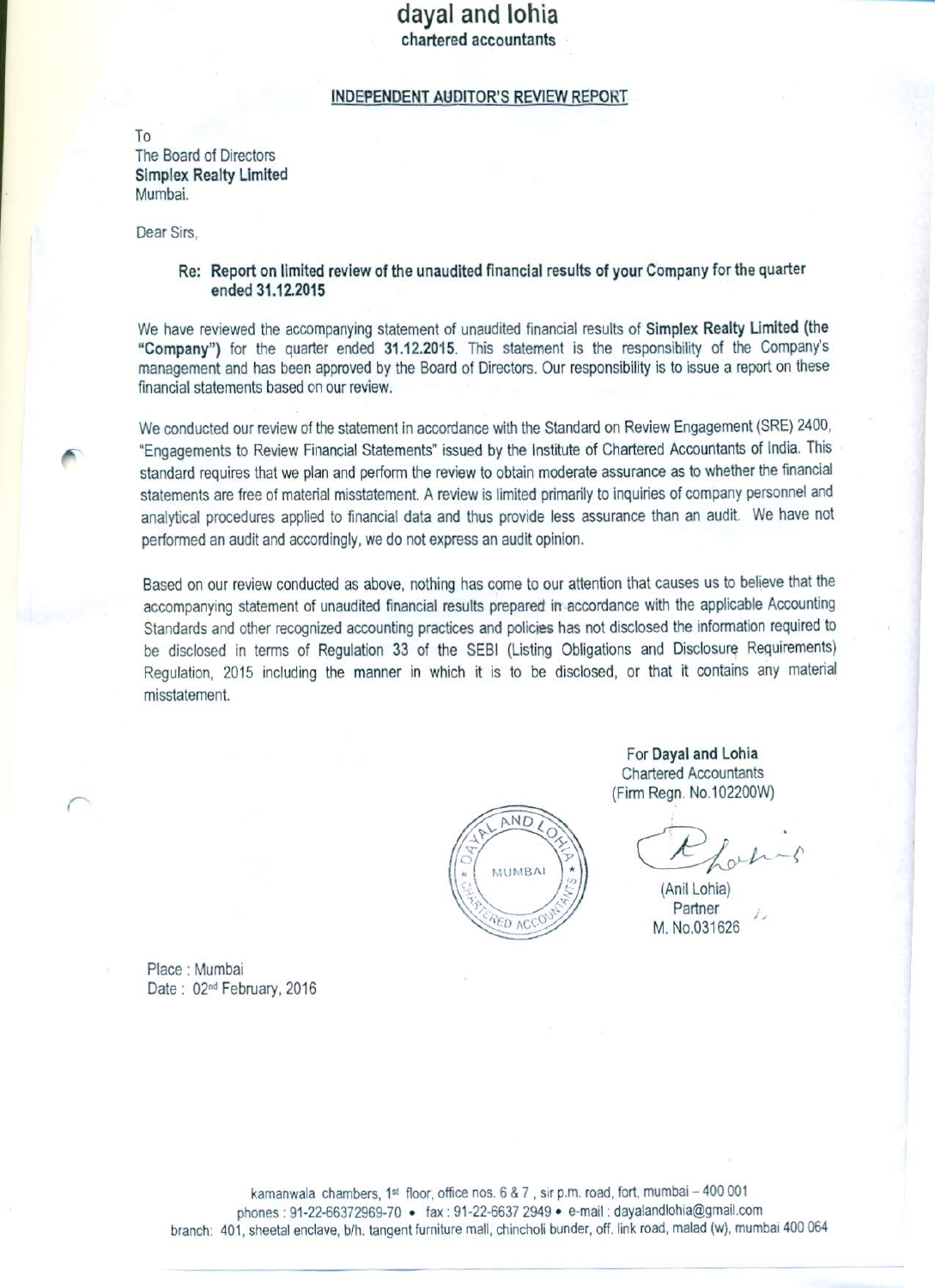# dayal and lohia

chartered accountants

## INDEPENDENT AUDITOR'S REVIEW REPORT

To
The Board of Directors
**Simplex Realty Limited**
Mumbai.

Dear Sirs,

**Re: Report on limited review of the unaudited financial results of your Company for the quarter ended 31.12.2015**

We have reviewed the accompanying statement of unaudited financial results of **Simplex Realty Limited (the "Company")** for the quarter ended **31.12.2015**. This statement is the responsibility of the Company's management and has been approved by the Board of Directors. Our responsibility is to issue a report on these financial statements based on our review.

We conducted our review of the statement in accordance with the Standard on Review Engagement (SRE) 2400, "Engagements to Review Financial Statements" issued by the Institute of Chartered Accountants of India. This standard requires that we plan and perform the review to obtain moderate assurance as to whether the financial statements are free of material misstatement. A review is limited primarily to inquiries of company personnel and analytical procedures applied to financial data and thus provide less assurance than an audit. We have not performed an audit and accordingly, we do not express an audit opinion.

Based on our review conducted as above, nothing has come to our attention that causes us to believe that the accompanying statement of unaudited financial results prepared in accordance with the applicable Accounting Standards and other recognized accounting practices and policies has not disclosed the information required to be disclosed in terms of Regulation 33 of the SEBI (Listing Obligations and Disclosure Requirements) Regulation, 2015 including the manner in which it is to be disclosed, or that it contains any material misstatement.

For **Dayal and Lohia**
Chartered Accountants
(Firm Regn. No.102200W)

(Anil Lohia)
Partner
M. No.031626

Place : Mumbai
Date : 02nd February, 2016

kamanwala chambers, 1st floor, office nos. 6 & 7 , sir p.m. road, fort, mumbai – 400 001
phones : 91-22-66372969-70 • fax : 91-22-6637 2949 • e-mail : dayalandlohia@gmail.com
branch: 401, sheetal enclave, b/h. tangent furniture mall, chincholi bunder, off. link road, malad (w), mumbai 400 064